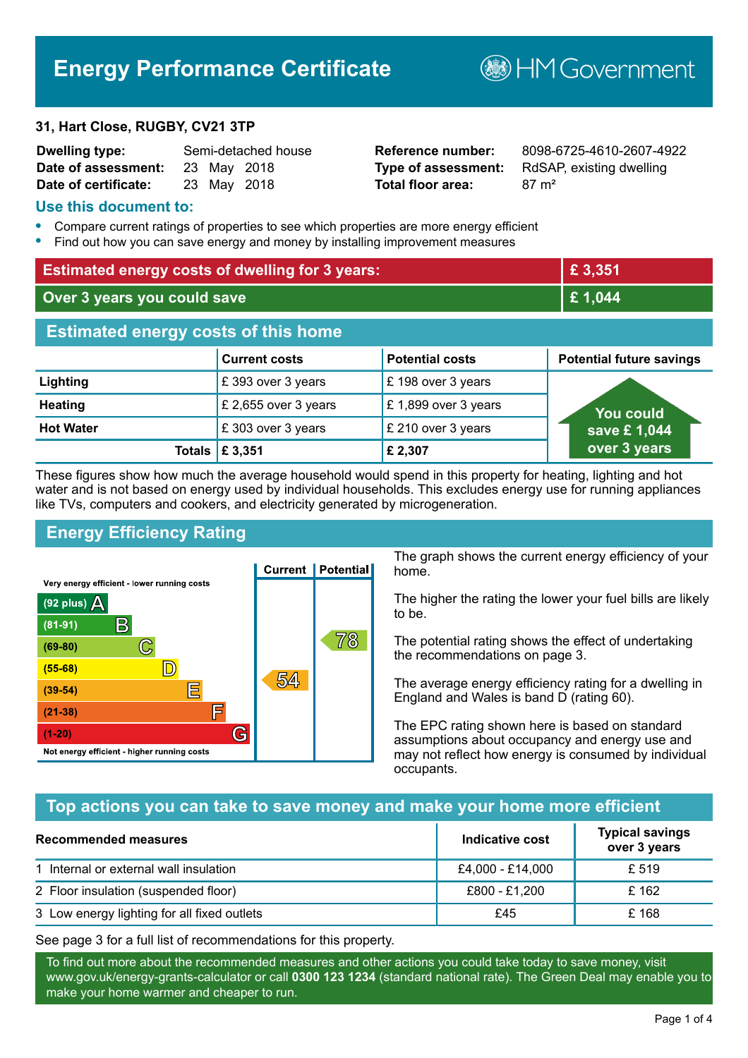# Energy Performance Certificate

HM Government

**31, Hart Close, RUGBY, CV21 3TP**

| | | | |
|---|---|---|---|
| **Dwelling type:** | Semi-detached house | **Reference number:** | 8098-6725-4610-2607-4922 |
| **Date of assessment:** | 23 May 2018 | **Type of assessment:** | RdSAP, existing dwelling |
| **Date of certificate:** | 23 May 2018 | **Total floor area:** | 87 m² |

## Use this document to:

- Compare current ratings of properties to see which properties are more energy efficient
- Find out how you can save energy and money by installing improvement measures

| | |
|---|---|
| **Estimated energy costs of dwelling for 3 years:** | **£ 3,351** |
| **Over 3 years you could save** | **£ 1,044** |

## Estimated energy costs of this home

| | Current costs | Potential costs | Potential future savings |
|---|---|---|---|
| **Lighting** | £ 393 over 3 years | £ 198 over 3 years | You could save £ 1,044 over 3 years |
| **Heating** | £ 2,655 over 3 years | £ 1,899 over 3 years | |
| **Hot Water** | £ 303 over 3 years | £ 210 over 3 years | |
| **Totals** | **£ 3,351** | **£ 2,307** | |

These figures show how much the average household would spend in this property for heating, lighting and hot water and is not based on energy used by individual households. This excludes energy use for running appliances like TVs, computers and cookers, and electricity generated by microgeneration.

## Energy Efficiency Rating

Very energy efficient - lower running costs

| Rating | Current | Potential |
|---|---|---|
| (92 plus) A | | |
| (81-91) B | | |
| (69-80) C | | 78 |
| (55-68) D | | |
| (39-54) E | 54 | |
| (21-38) F | | |
| (1-20) G | | |

Not energy efficient - higher running costs

The graph shows the current energy efficiency of your home.

The higher the rating the lower your fuel bills are likely to be.

The potential rating shows the effect of undertaking the recommendations on page 3.

The average energy efficiency rating for a dwelling in England and Wales is band D (rating 60).

The EPC rating shown here is based on standard assumptions about occupancy and energy use and may not reflect how energy is consumed by individual occupants.

## Top actions you can take to save money and make your home more efficient

| Recommended measures | Indicative cost | Typical savings over 3 years |
|---|---|---|
| 1 Internal or external wall insulation | £4,000 - £14,000 | £ 519 |
| 2 Floor insulation (suspended floor) | £800 - £1,200 | £ 162 |
| 3 Low energy lighting for all fixed outlets | £45 | £ 168 |

See page 3 for a full list of recommendations for this property.

To find out more about the recommended measures and other actions you could take today to save money, visit www.gov.uk/energy-grants-calculator or call **0300 123 1234** (standard national rate). The Green Deal may enable you to make your home warmer and cheaper to run.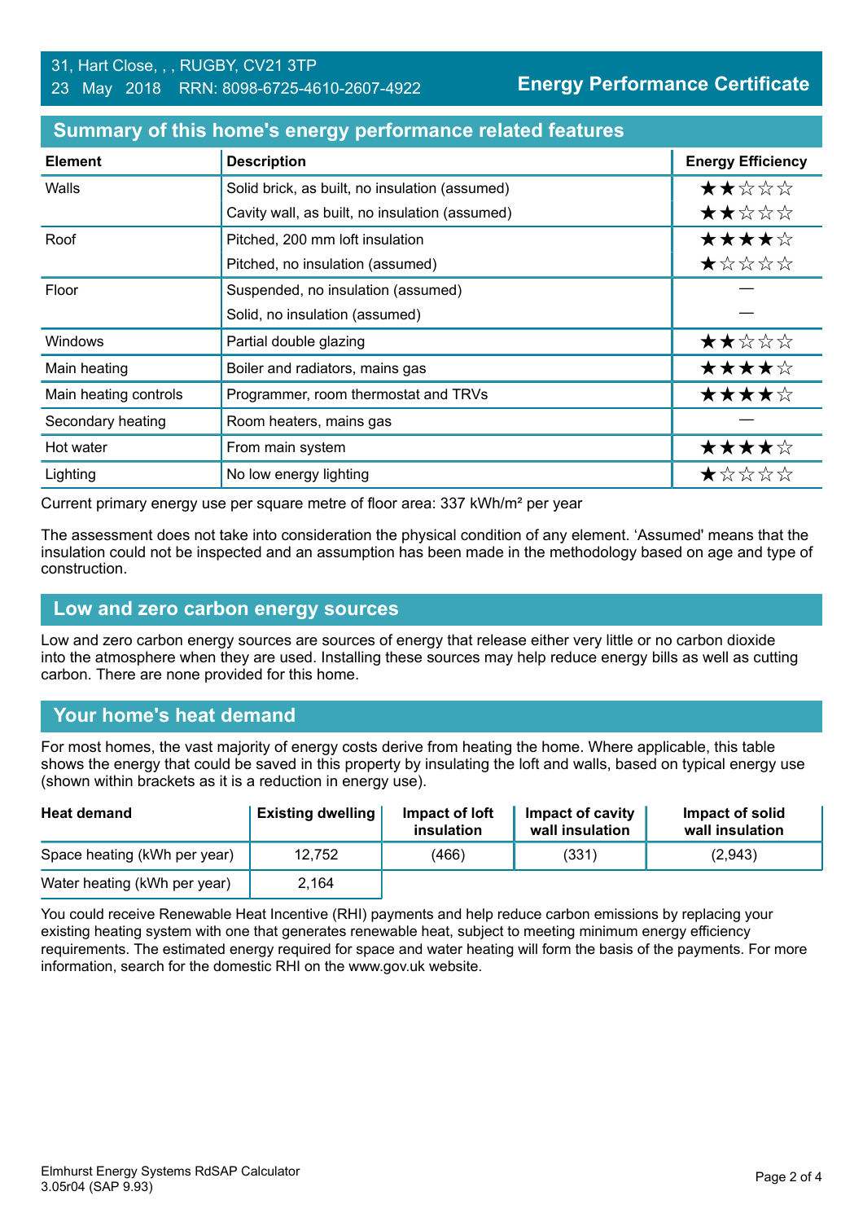31, Hart Close, , , RUGBY, CV21 3TP
23 May 2018 RRN: 8098-6725-4610-2607-4922

**Energy Performance Certificate**

## Summary of this home's energy performance related features

| Element | Description | Energy Efficiency |
|---|---|---|
| Walls | Solid brick, as built, no insulation (assumed) | ★★☆☆☆ |
| | Cavity wall, as built, no insulation (assumed) | ★★☆☆☆ |
| Roof | Pitched, 200 mm loft insulation | ★★★★☆ |
| | Pitched, no insulation (assumed) | ★☆☆☆☆ |
| Floor | Suspended, no insulation (assumed) | — |
| | Solid, no insulation (assumed) | — |
| Windows | Partial double glazing | ★★☆☆☆ |
| Main heating | Boiler and radiators, mains gas | ★★★★☆ |
| Main heating controls | Programmer, room thermostat and TRVs | ★★★★☆ |
| Secondary heating | Room heaters, mains gas | — |
| Hot water | From main system | ★★★★☆ |
| Lighting | No low energy lighting | ★☆☆☆☆ |

Current primary energy use per square metre of floor area: 337 kWh/m² per year

The assessment does not take into consideration the physical condition of any element. 'Assumed' means that the insulation could not be inspected and an assumption has been made in the methodology based on age and type of construction.

## Low and zero carbon energy sources

Low and zero carbon energy sources are sources of energy that release either very little or no carbon dioxide into the atmosphere when they are used. Installing these sources may help reduce energy bills as well as cutting carbon. There are none provided for this home.

## Your home's heat demand

For most homes, the vast majority of energy costs derive from heating the home. Where applicable, this table shows the energy that could be saved in this property by insulating the loft and walls, based on typical energy use (shown within brackets as it is a reduction in energy use).

| Heat demand | Existing dwelling | Impact of loft insulation | Impact of cavity wall insulation | Impact of solid wall insulation |
|---|---|---|---|---|
| Space heating (kWh per year) | 12,752 | (466) | (331) | (2,943) |
| Water heating (kWh per year) | 2,164 | | | |

You could receive Renewable Heat Incentive (RHI) payments and help reduce carbon emissions by replacing your existing heating system with one that generates renewable heat, subject to meeting minimum energy efficiency requirements. The estimated energy required for space and water heating will form the basis of the payments. For more information, search for the domestic RHI on the www.gov.uk website.

Elmhurst Energy Systems RdSAP Calculator
3.05r04 (SAP 9.93)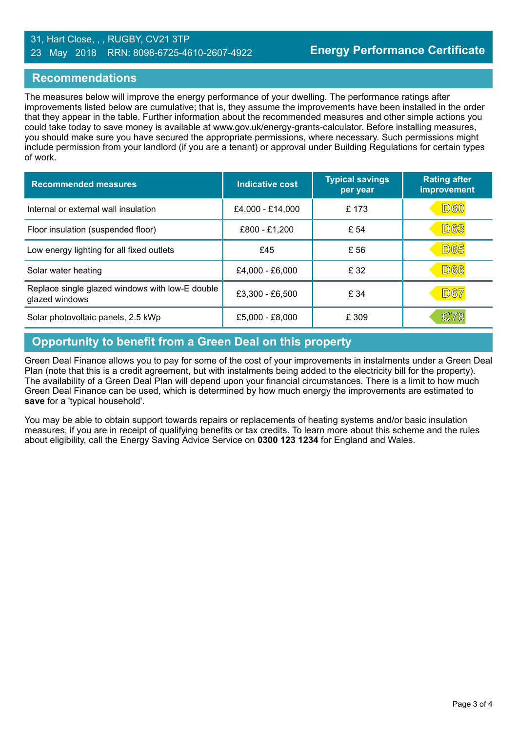31, Hart Close, , , RUGBY, CV21 3TP
23 May 2018 RRN: 8098-6725-4610-2607-4922

# Energy Performance Certificate

## Recommendations

The measures below will improve the energy performance of your dwelling. The performance ratings after improvements listed below are cumulative; that is, they assume the improvements have been installed in the order that they appear in the table. Further information about the recommended measures and other simple actions you could take today to save money is available at www.gov.uk/energy-grants-calculator. Before installing measures, you should make sure you have secured the appropriate permissions, where necessary. Such permissions might include permission from your landlord (if you are a tenant) or approval under Building Regulations for certain types of work.

| Recommended measures | Indicative cost | Typical savings per year | Rating after improvement |
|---|---|---|---|
| Internal or external wall insulation | £4,000 - £14,000 | £ 173 | D60 |
| Floor insulation (suspended floor) | £800 - £1,200 | £ 54 | D63 |
| Low energy lighting for all fixed outlets | £45 | £ 56 | D65 |
| Solar water heating | £4,000 - £6,000 | £ 32 | D66 |
| Replace single glazed windows with low-E double glazed windows | £3,300 - £6,500 | £ 34 | D67 |
| Solar photovoltaic panels, 2.5 kWp | £5,000 - £8,000 | £ 309 | C78 |

## Opportunity to benefit from a Green Deal on this property

Green Deal Finance allows you to pay for some of the cost of your improvements in instalments under a Green Deal Plan (note that this is a credit agreement, but with instalments being added to the electricity bill for the property). The availability of a Green Deal Plan will depend upon your financial circumstances. There is a limit to how much Green Deal Finance can be used, which is determined by how much energy the improvements are estimated to **save** for a 'typical household'.

You may be able to obtain support towards repairs or replacements of heating systems and/or basic insulation measures, if you are in receipt of qualifying benefits or tax credits. To learn more about this scheme and the rules about eligibility, call the Energy Saving Advice Service on **0300 123 1234** for England and Wales.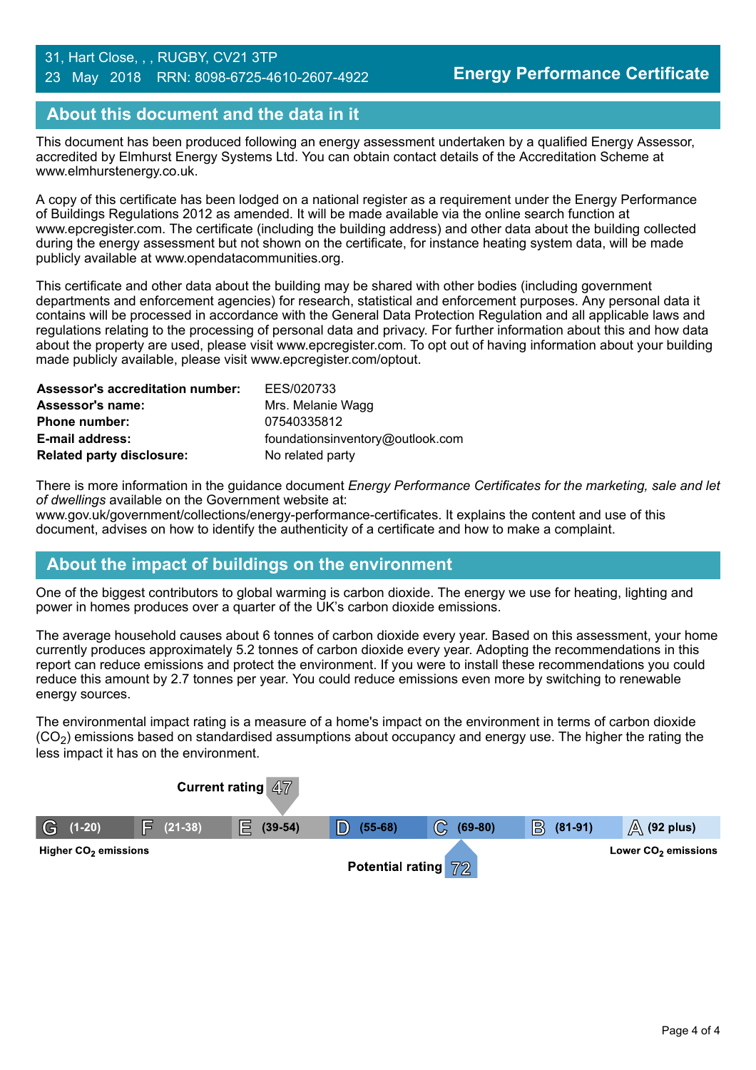31, Hart Close, , , RUGBY, CV21 3TP
23 May 2018 RRN: 8098-6725-4610-2607-4922

**Energy Performance Certificate**

## About this document and the data in it

This document has been produced following an energy assessment undertaken by a qualified Energy Assessor, accredited by Elmhurst Energy Systems Ltd. You can obtain contact details of the Accreditation Scheme at www.elmhurstenergy.co.uk.

A copy of this certificate has been lodged on a national register as a requirement under the Energy Performance of Buildings Regulations 2012 as amended. It will be made available via the online search function at www.epcregister.com. The certificate (including the building address) and other data about the building collected during the energy assessment but not shown on the certificate, for instance heating system data, will be made publicly available at www.opendatacommunities.org.

This certificate and other data about the building may be shared with other bodies (including government departments and enforcement agencies) for research, statistical and enforcement purposes. Any personal data it contains will be processed in accordance with the General Data Protection Regulation and all applicable laws and regulations relating to the processing of personal data and privacy. For further information about this and how data about the property are used, please visit www.epcregister.com. To opt out of having information about your building made publicly available, please visit www.epcregister.com/optout.

| | |
|---|---|
| **Assessor's accreditation number:** | EES/020733 |
| **Assessor's name:** | Mrs. Melanie Wagg |
| **Phone number:** | 07540335812 |
| **E-mail address:** | foundationsinventory@outlook.com |
| **Related party disclosure:** | No related party |

There is more information in the guidance document *Energy Performance Certificates for the marketing, sale and let of dwellings* available on the Government website at: www.gov.uk/government/collections/energy-performance-certificates. It explains the content and use of this document, advises on how to identify the authenticity of a certificate and how to make a complaint.

## About the impact of buildings on the environment

One of the biggest contributors to global warming is carbon dioxide. The energy we use for heating, lighting and power in homes produces over a quarter of the UK's carbon dioxide emissions.

The average household causes about 6 tonnes of carbon dioxide every year. Based on this assessment, your home currently produces approximately 5.2 tonnes of carbon dioxide every year. Adopting the recommendations in this report can reduce emissions and protect the environment. If you were to install these recommendations you could reduce this amount by 2.7 tonnes per year. You could reduce emissions even more by switching to renewable energy sources.

The environmental impact rating is a measure of a home's impact on the environment in terms of carbon dioxide ($CO_2$) emissions based on standardised assumptions about occupancy and energy use. The higher the rating the less impact it has on the environment.

Current rating 47

G (1-20)
F (21-38)
E (39-54)
D (55-68)
C (69-80)
B (81-91)
A (92 plus)

Higher $CO_2$ emissions
Lower $CO_2$ emissions

Potential rating 72